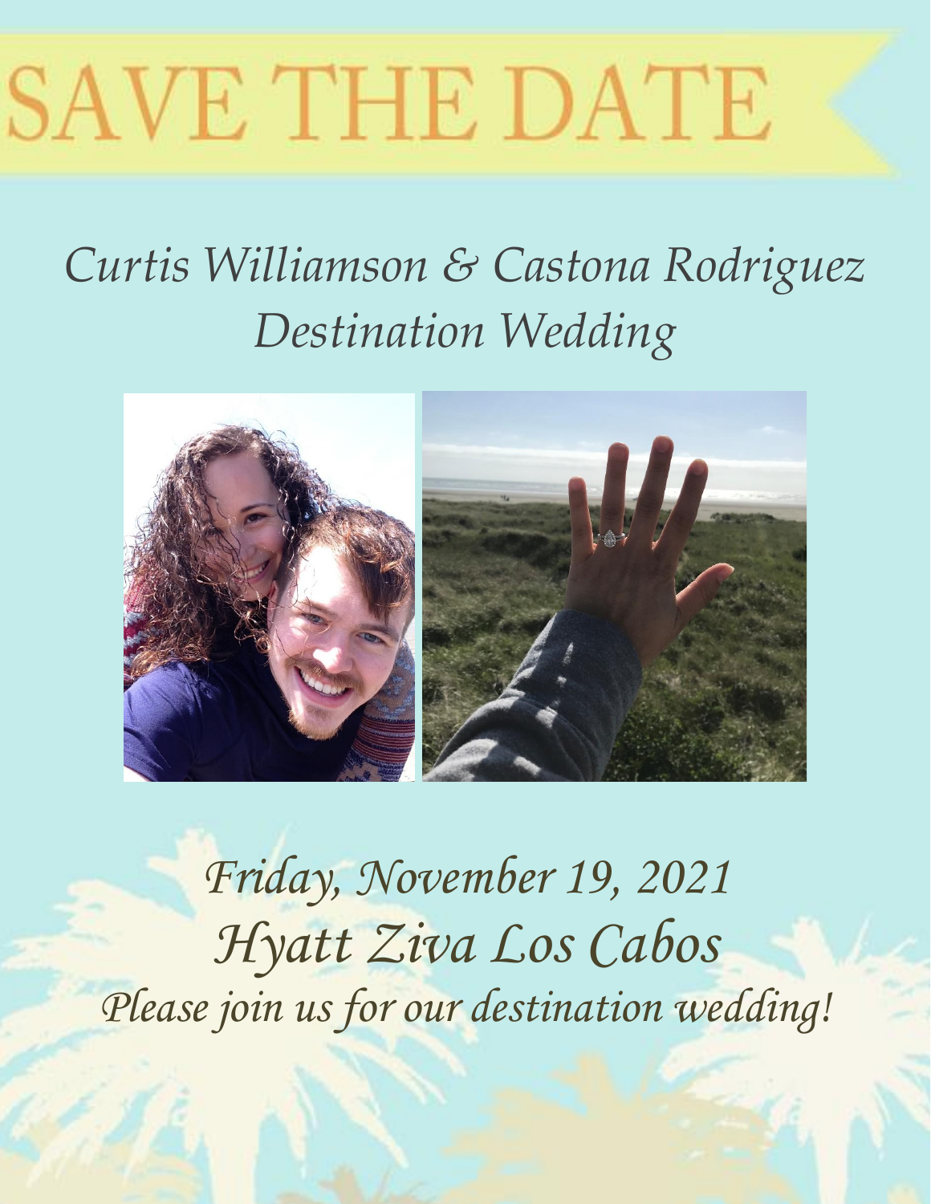# SAVE THE DATE

*Curtis Williamson & Castona Rodriguez*
*Destination Wedding*

*Friday, November 19, 2021*

*Hyatt Ziva Los Cabos*

*Please join us for our destination wedding!*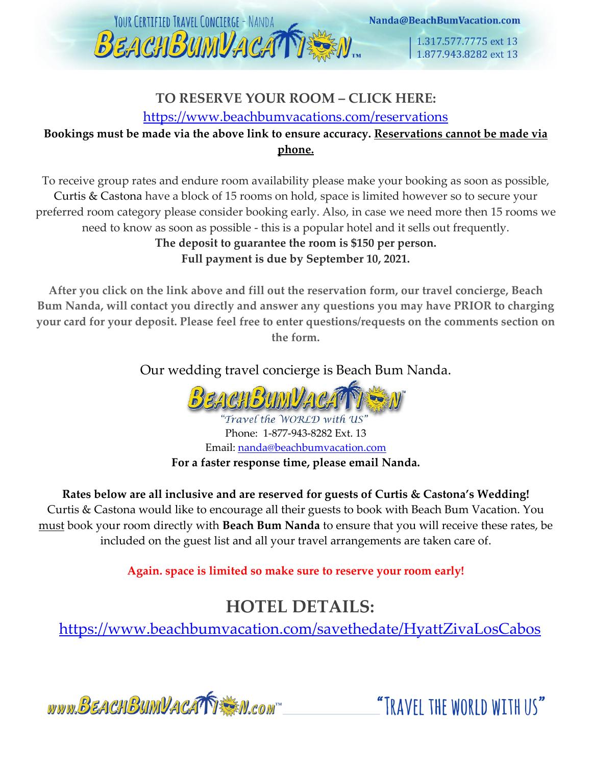**TO RESERVE YOUR ROOM – CLICK HERE:**

https://www.beachbumvacations.com/reservations

**Bookings must be made via the above link to ensure accuracy. Reservations cannot be made via phone.**

To receive group rates and endure room availability please make your booking as soon as possible, Curtis & Castona have a block of 15 rooms on hold, space is limited however so to secure your preferred room category please consider booking early. Also, in case we need more then 15 rooms we need to know as soon as possible - this is a popular hotel and it sells out frequently.

**The deposit to guarantee the room is $150 per person.**

**Full payment is due by September 10, 2021.**

**After you click on the link above and fill out the reservation form, our travel concierge, Beach Bum Nanda, will contact you directly and answer any questions you may have PRIOR to charging your card for your deposit. Please feel free to enter questions/requests on the comments section on the form.**

Our wedding travel concierge is Beach Bum Nanda.

BeachBumVacation

*"Travel the WORLD with US"*

Phone: 1-877-943-8282 Ext. 13

Email: nanda@beachbumvacation.com

**For a faster response time, please email Nanda.**

**Rates below are all inclusive and are reserved for guests of Curtis & Castona's Wedding!**

Curtis & Castona would like to encourage all their guests to book with Beach Bum Vacation. You must book your room directly with **Beach Bum Nanda** to ensure that you will receive these rates, be included on the guest list and all your travel arrangements are taken care of.

**Again. space is limited so make sure to reserve your room early!**

## HOTEL DETAILS:

https://www.beachbumvacation.com/savethedate/HyattZivaLosCabos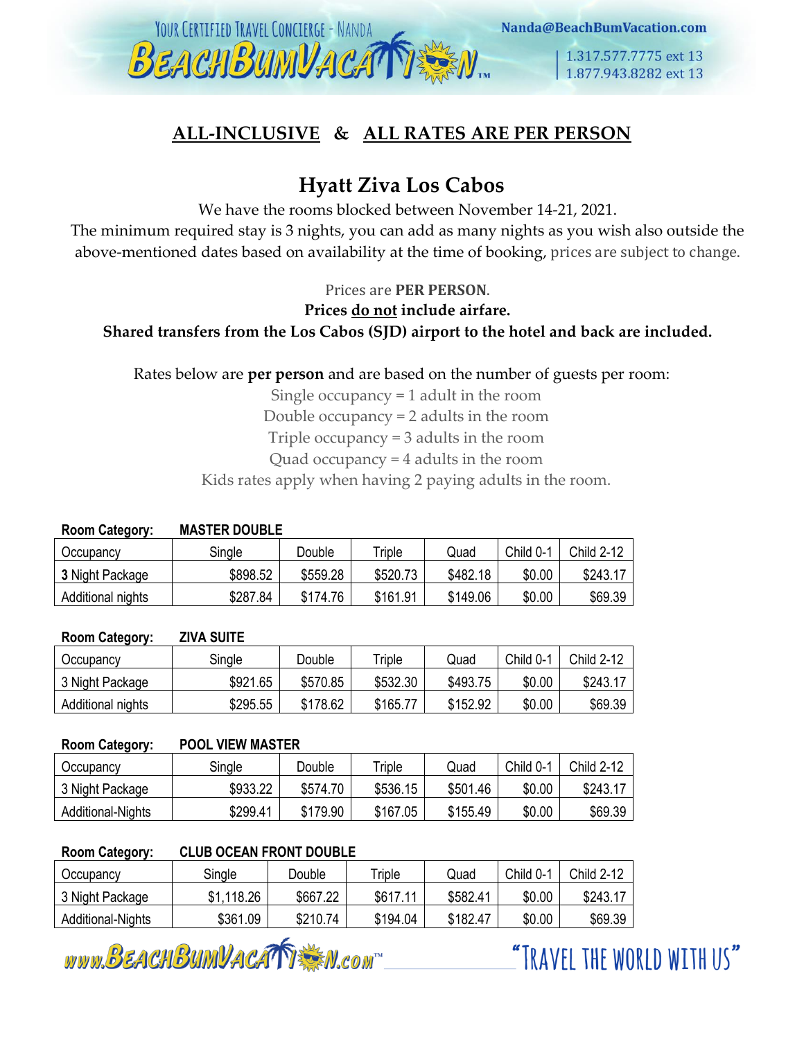## **ALL-INCLUSIVE & ALL RATES ARE PER PERSON**

# Hyatt Ziva Los Cabos

We have the rooms blocked between November 14-21, 2021.

The minimum required stay is 3 nights, you can add as many nights as you wish also outside the above-mentioned dates based on availability at the time of booking, prices are subject to change.

Prices are **PER PERSON**.

**Prices do not include airfare.**

**Shared transfers from the Los Cabos (SJD) airport to the hotel and back are included.**

Rates below are **per person** and are based on the number of guests per room:

Single occupancy = 1 adult in the room
Double occupancy = 2 adults in the room
Triple occupancy = 3 adults in the room
Quad occupancy = 4 adults in the room
Kids rates apply when having 2 paying adults in the room.

**Room Category: MASTER DOUBLE**

| Occupancy | Single | Double | Triple | Quad | Child 0-1 | Child 2-12 |
|---|---|---|---|---|---|---|
| **3** Night Package | $898.52 | $559.28 | $520.73 | $482.18 | $0.00 | $243.17 |
| Additional nights | $287.84 | $174.76 | $161.91 | $149.06 | $0.00 | $69.39 |

**Room Category: ZIVA SUITE**

| Occupancy | Single | Double | Triple | Quad | Child 0-1 | Child 2-12 |
|---|---|---|---|---|---|---|
| 3 Night Package | $921.65 | $570.85 | $532.30 | $493.75 | $0.00 | $243.17 |
| Additional nights | $295.55 | $178.62 | $165.77 | $152.92 | $0.00 | $69.39 |

**Room Category: POOL VIEW MASTER**

| Occupancy | Single | Double | Triple | Quad | Child 0-1 | Child 2-12 |
|---|---|---|---|---|---|---|
| 3 Night Package | $933.22 | $574.70 | $536.15 | $501.46 | $0.00 | $243.17 |
| Additional-Nights | $299.41 | $179.90 | $167.05 | $155.49 | $0.00 | $69.39 |

**Room Category: CLUB OCEAN FRONT DOUBLE**

| Occupancy | Single | Double | Triple | Quad | Child 0-1 | Child 2-12 |
|---|---|---|---|---|---|---|
| 3 Night Package | $1,118.26 | $667.22 | $617.11 | $582.41 | $0.00 | $243.17 |
| Additional-Nights | $361.09 | $210.74 | $194.04 | $182.47 | $0.00 | $69.39 |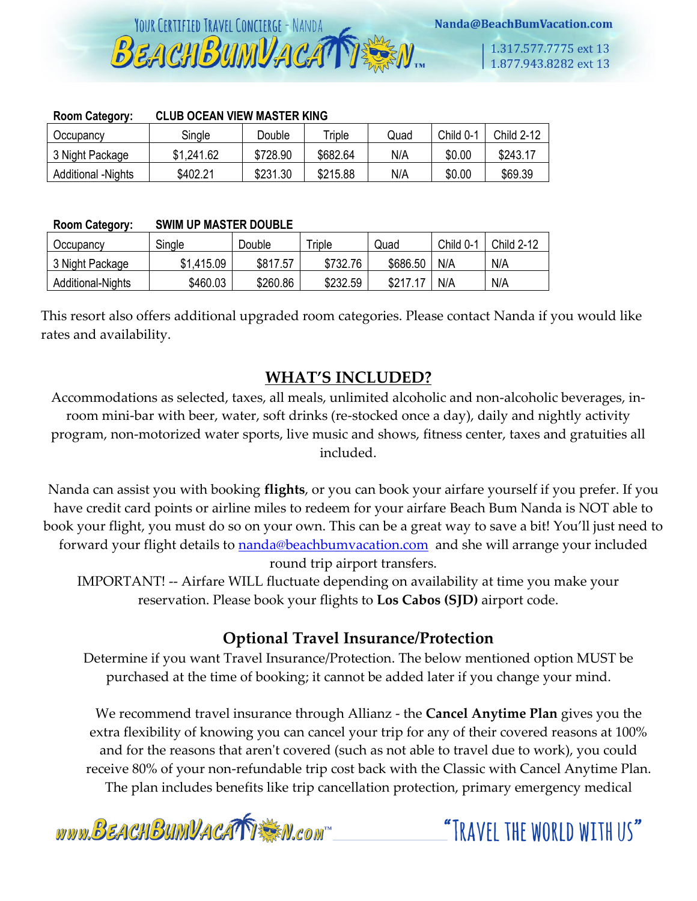**Room Category: CLUB OCEAN VIEW MASTER KING**

| Occupancy | Single | Double | Triple | Quad | Child 0-1 | Child 2-12 |
|---|---|---|---|---|---|---|
| 3 Night Package | $1,241.62 | $728.90 | $682.64 | N/A | $0.00 | $243.17 |
| Additional -Nights | $402.21 | $231.30 | $215.88 | N/A | $0.00 | $69.39 |

**Room Category: SWIM UP MASTER DOUBLE**

| Occupancy | Single | Double | Triple | Quad | Child 0-1 | Child 2-12 |
|---|---|---|---|---|---|---|
| 3 Night Package | $1,415.09 | $817.57 | $732.76 | $686.50 | N/A | N/A |
| Additional-Nights | $460.03 | $260.86 | $232.59 | $217.17 | N/A | N/A |

This resort also offers additional upgraded room categories. Please contact Nanda if you would like rates and availability.

## WHAT'S INCLUDED?

Accommodations as selected, taxes, all meals, unlimited alcoholic and non-alcoholic beverages, in-room mini-bar with beer, water, soft drinks (re-stocked once a day), daily and nightly activity program, non-motorized water sports, live music and shows, fitness center, taxes and gratuities all included.

Nanda can assist you with booking **flights**, or you can book your airfare yourself if you prefer. If you have credit card points or airline miles to redeem for your airfare Beach Bum Nanda is NOT able to book your flight, you must do so on your own. This can be a great way to save a bit! You'll just need to forward your flight details to nanda@beachbumvacation.com and she will arrange your included round trip airport transfers.

IMPORTANT! -- Airfare WILL fluctuate depending on availability at time you make your reservation. Please book your flights to **Los Cabos (SJD)** airport code.

## Optional Travel Insurance/Protection

Determine if you want Travel Insurance/Protection. The below mentioned option MUST be purchased at the time of booking; it cannot be added later if you change your mind.

We recommend travel insurance through Allianz - the **Cancel Anytime Plan** gives you the extra flexibility of knowing you can cancel your trip for any of their covered reasons at 100% and for the reasons that aren't covered (such as not able to travel due to work), you could receive 80% of your non-refundable trip cost back with the Classic with Cancel Anytime Plan. The plan includes benefits like trip cancellation protection, primary emergency medical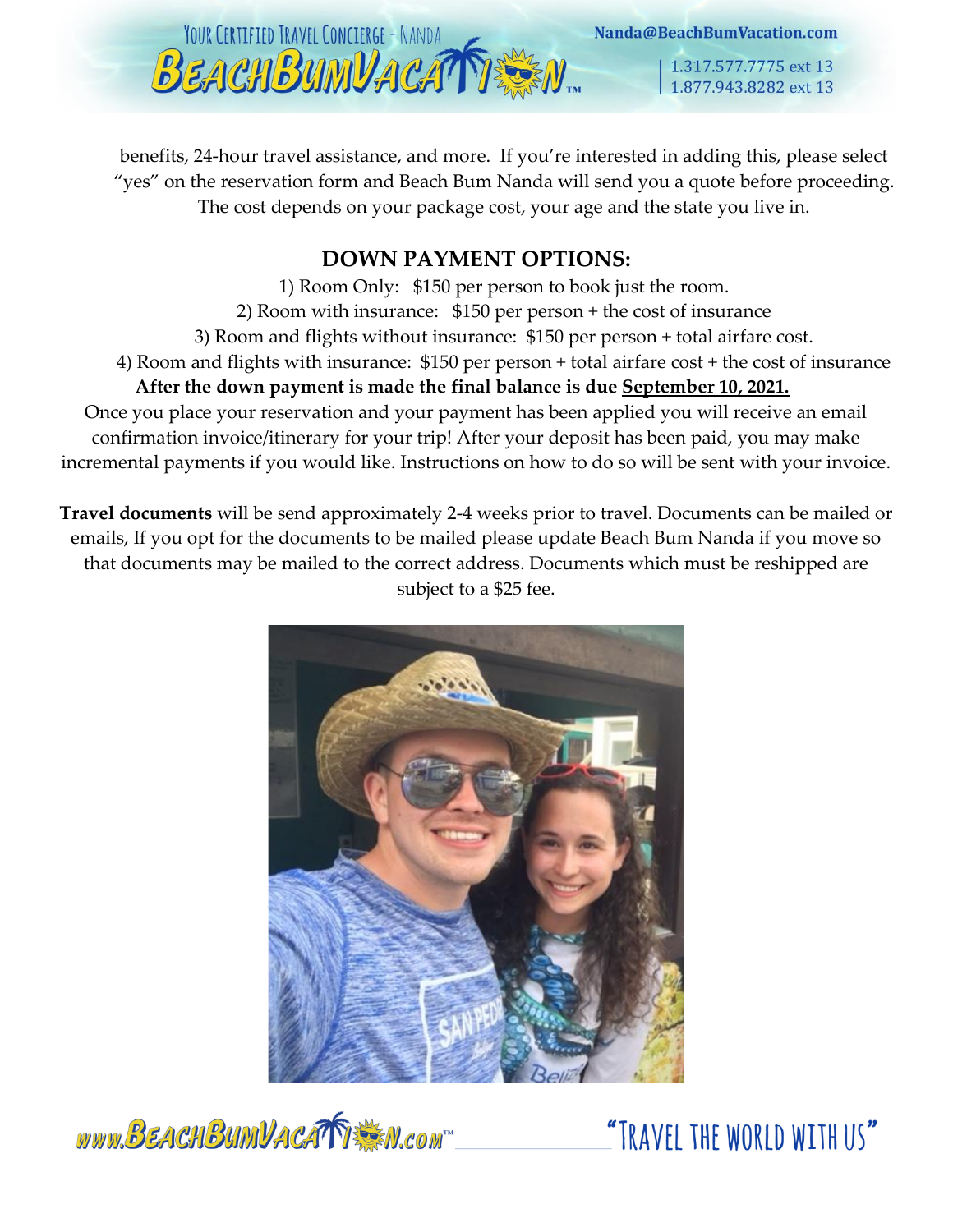benefits, 24-hour travel assistance, and more. If you're interested in adding this, please select "yes" on the reservation form and Beach Bum Nanda will send you a quote before proceeding. The cost depends on your package cost, your age and the state you live in.

## DOWN PAYMENT OPTIONS:

1) Room Only: $150 per person to book just the room.
2) Room with insurance: $150 per person + the cost of insurance
3) Room and flights without insurance: $150 per person + total airfare cost.
4) Room and flights with insurance: $150 per person + total airfare cost + the cost of insurance

**After the down payment is made the final balance is due September 10, 2021.**

Once you place your reservation and your payment has been applied you will receive an email confirmation invoice/itinerary for your trip! After your deposit has been paid, you may make incremental payments if you would like. Instructions on how to do so will be sent with your invoice.

**Travel documents** will be send approximately 2-4 weeks prior to travel. Documents can be mailed or emails, If you opt for the documents to be mailed please update Beach Bum Nanda if you move so that documents may be mailed to the correct address. Documents which must be reshipped are subject to a $25 fee.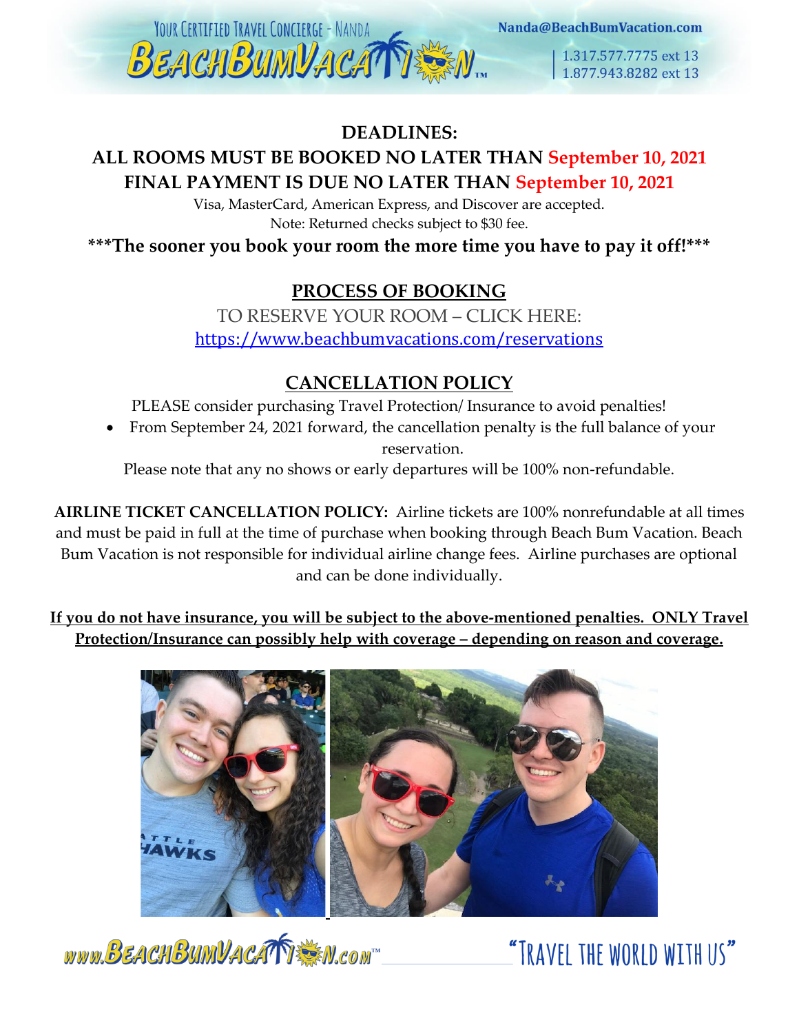## DEADLINES:

## ALL ROOMS MUST BE BOOKED NO LATER THAN September 10, 2021

## FINAL PAYMENT IS DUE NO LATER THAN September 10, 2021

Visa, MasterCard, American Express, and Discover are accepted.

Note: Returned checks subject to $30 fee.

**\*\*\*The sooner you book your room the more time you have to pay it off!\*\*\***

## PROCESS OF BOOKING

TO RESERVE YOUR ROOM – CLICK HERE:

https://www.beachbumvacations.com/reservations

## CANCELLATION POLICY

PLEASE consider purchasing Travel Protection/ Insurance to avoid penalties!

- From September 24, 2021 forward, the cancellation penalty is the full balance of your reservation.

Please note that any no shows or early departures will be 100% non-refundable.

**AIRLINE TICKET CANCELLATION POLICY:** Airline tickets are 100% nonrefundable at all times and must be paid in full at the time of purchase when booking through Beach Bum Vacation. Beach Bum Vacation is not responsible for individual airline change fees. Airline purchases are optional and can be done individually.

**If you do not have insurance, you will be subject to the above-mentioned penalties. ONLY Travel Protection/Insurance can possibly help with coverage – depending on reason and coverage.**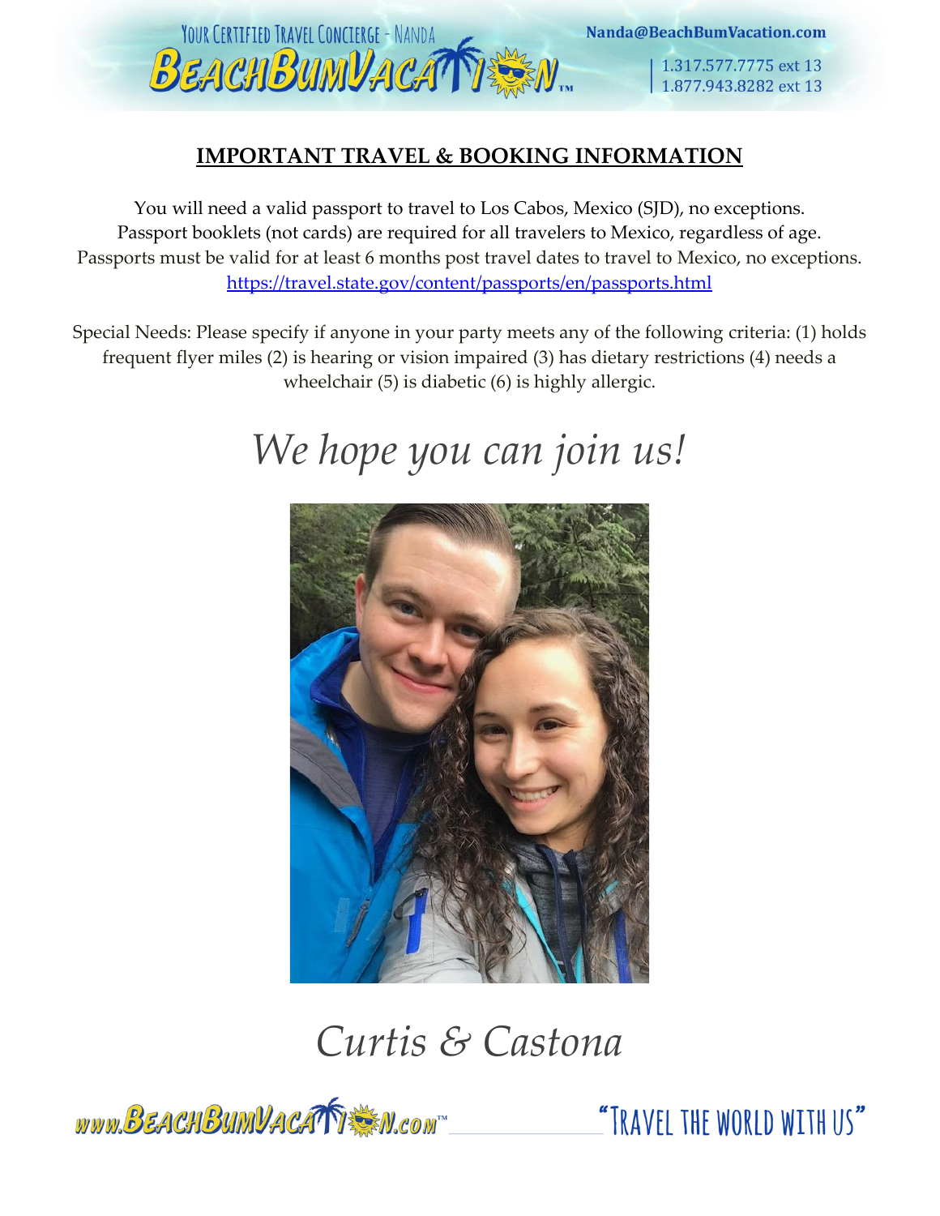## IMPORTANT TRAVEL & BOOKING INFORMATION

You will need a valid passport to travel to Los Cabos, Mexico (SJD), no exceptions.
Passport booklets (not cards) are required for all travelers to Mexico, regardless of age.
Passports must be valid for at least 6 months post travel dates to travel to Mexico, no exceptions.
https://travel.state.gov/content/passports/en/passports.html

Special Needs: Please specify if anyone in your party meets any of the following criteria: (1) holds frequent flyer miles (2) is hearing or vision impaired (3) has dietary restrictions (4) needs a wheelchair (5) is diabetic (6) is highly allergic.

*We hope you can join us!*

*Curtis & Castona*